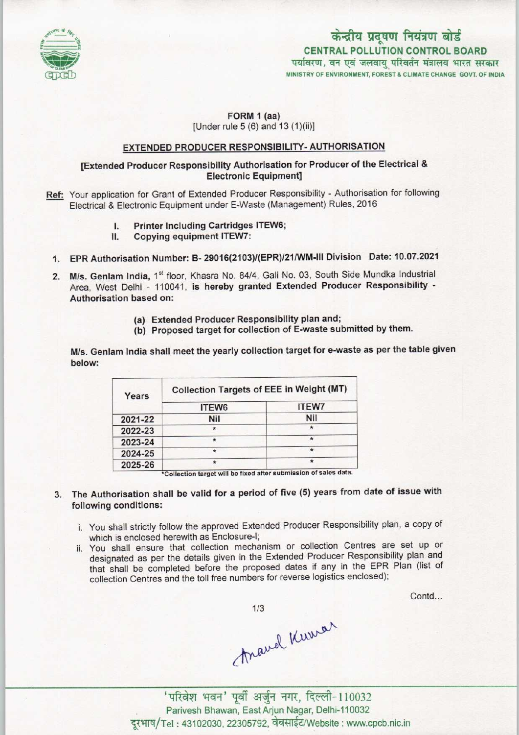केन्द्रीय प्रदूषण नियंत्रण बोर्ड
**CENTRAL POLLUTION CONTROL BOARD**
पर्यावरण, वन एवं जलवायु परिवर्तन मंत्रालय भारत सरकार
MINISTRY OF ENVIRONMENT, FOREST & CLIMATE CHANGE GOVT. OF INDIA

**FORM 1 (aa)**
[Under rule 5 (6) and 13 (1)(ii)]

## EXTENDED PRODUCER RESPONSIBILITY- AUTHORISATION

**[Extended Producer Responsibility Authorisation for Producer of the Electrical & Electronic Equipment]**

**Ref:** Your application for Grant of Extended Producer Responsibility - Authorisation for following Electrical & Electronic Equipment under E-Waste (Management) Rules, 2016

I. **Printer Including Cartridges ITEW6;**
II. **Copying equipment ITEW7:**

1. **EPR Authorisation Number: B- 29016(2103)/(EPR)/21/WM-III Division Date: 10.07.2021**

2. **M/s. Genlam India,** 1st floor, Khasra No. 84/4, Gali No. 03, South Side Mundka Industrial Area, West Delhi - 110041, **is hereby granted Extended Producer Responsibility - Authorisation based on:**

   **(a) Extended Producer Responsibility plan and;**
   **(b) Proposed target for collection of E-waste submitted by them.**

**M/s. Genlam India shall meet the yearly collection target for e-waste as per the table given below:**

| Years | Collection Targets of EEE in Weight (MT) | |
|---|---|---|
| | ITEW6 | ITEW7 |
| 2021-22 | Nil | Nil |
| 2022-23 | * | * |
| 2023-24 | * | * |
| 2024-25 | * | * |
| 2025-26 | * | * |

*Collection target will be fixed after submission of sales data.

3. **The Authorisation shall be valid for a period of five (5) years from date of issue with following conditions:**

   i. You shall strictly follow the approved Extended Producer Responsibility plan, a copy of which is enclosed herewith as Enclosure-I;

   ii. You shall ensure that collection mechanism or collection Centres are set up or designated as per the details given in the Extended Producer Responsibility plan and that shall be completed before the proposed dates if any in the EPR Plan (list of collection Centres and the toll free numbers for reverse logistics enclosed);

Contd...

Anand Kumar

'परिवेश भवन' पूर्वी अर्जुन नगर, दिल्ली-110032
Parivesh Bhawan, East Arjun Nagar, Delhi-110032
दूरभाष/Tel : 43102030, 22305792, वेबसाईट/Website : www.cpcb.nic.in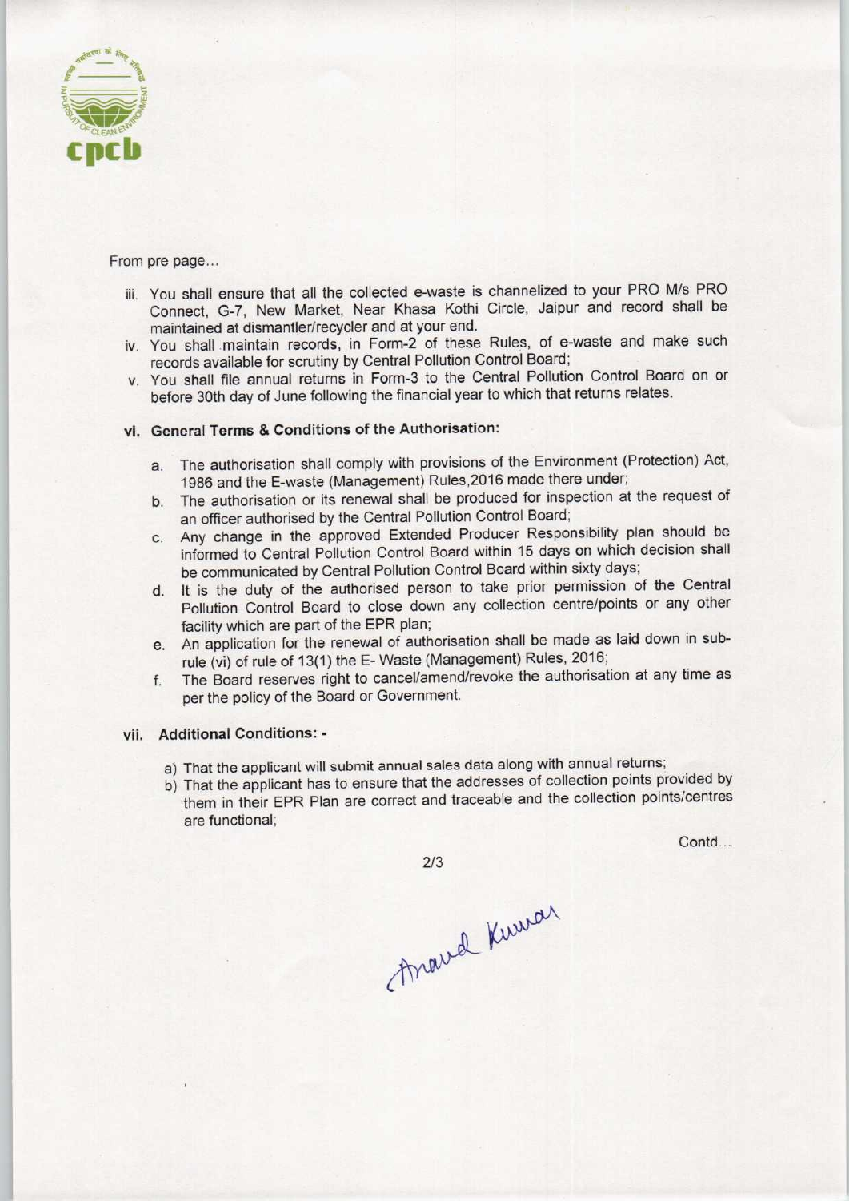From pre page...

iii. You shall ensure that all the collected e-waste is channelized to your PRO M/s PRO Connect, G-7, New Market, Near Khasa Kothi Circle, Jaipur and record shall be maintained at dismantler/recycler and at your end.

iv. You shall maintain records, in Form-2 of these Rules, of e-waste and make such records available for scrutiny by Central Pollution Control Board;

v. You shall file annual returns in Form-3 to the Central Pollution Control Board on or before 30th day of June following the financial year to which that returns relates.

**vi. General Terms & Conditions of the Authorisation:**

a. The authorisation shall comply with provisions of the Environment (Protection) Act, 1986 and the E-waste (Management) Rules,2016 made there under;

b. The authorisation or its renewal shall be produced for inspection at the request of an officer authorised by the Central Pollution Control Board;

c. Any change in the approved Extended Producer Responsibility plan should be informed to Central Pollution Control Board within 15 days on which decision shall be communicated by Central Pollution Control Board within sixty days;

d. It is the duty of the authorised person to take prior permission of the Central Pollution Control Board to close down any collection centre/points or any other facility which are part of the EPR plan;

e. An application for the renewal of authorisation shall be made as laid down in sub-rule (vi) of rule of 13(1) the E- Waste (Management) Rules, 2016;

f. The Board reserves right to cancel/amend/revoke the authorisation at any time as per the policy of the Board or Government.

**vii. Additional Conditions: -**

a) That the applicant will submit annual sales data along with annual returns;

b) That the applicant has to ensure that the addresses of collection points provided by them in their EPR Plan are correct and traceable and the collection points/centres are functional;

Contd...

Anand Kumar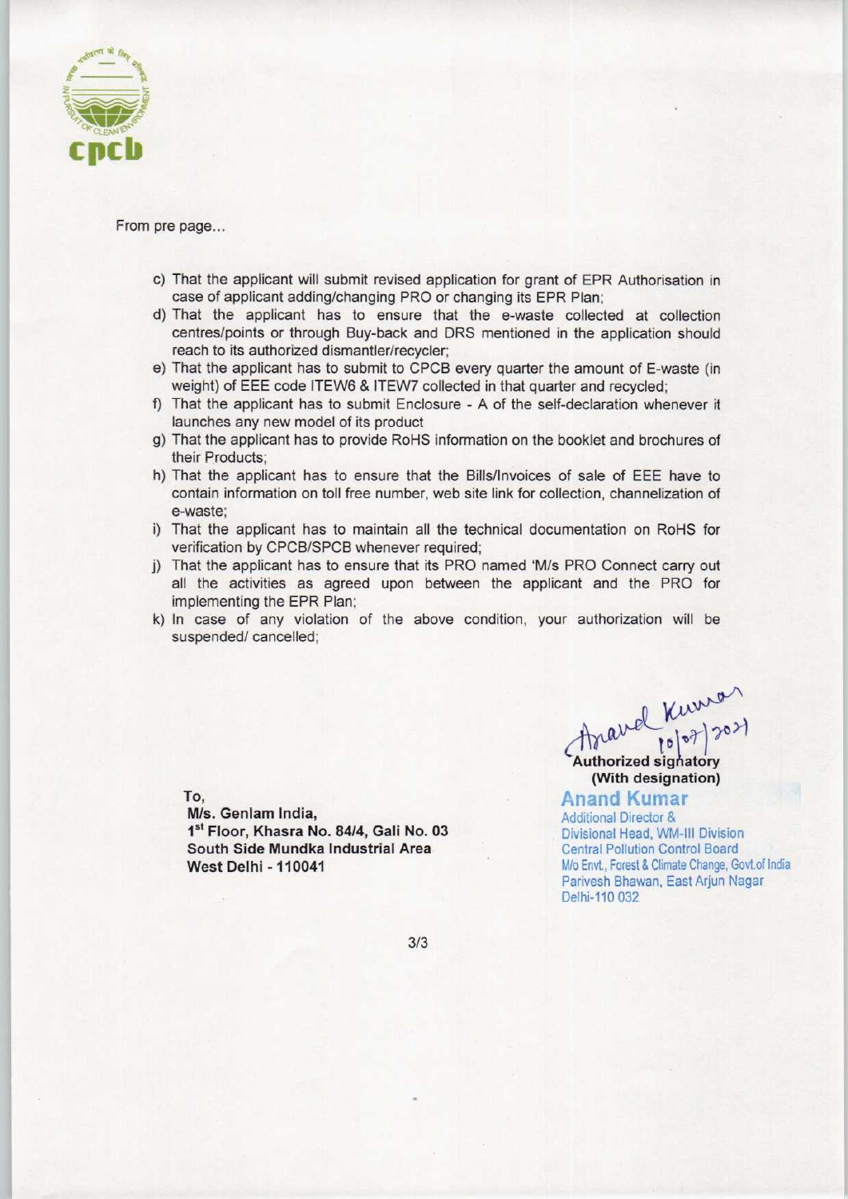From pre page...

c) That the applicant will submit revised application for grant of EPR Authorisation in case of applicant adding/changing PRO or changing its EPR Plan;
d) That the applicant has to ensure that the e-waste collected at collection centres/points or through Buy-back and DRS mentioned in the application should reach to its authorized dismantler/recycler;
e) That the applicant has to submit to CPCB every quarter the amount of E-waste (in weight) of EEE code ITEW6 & ITEW7 collected in that quarter and recycled;
f) That the applicant has to submit Enclosure - A of the self-declaration whenever it launches any new model of its product
g) That the applicant has to provide RoHS information on the booklet and brochures of their Products;
h) That the applicant has to ensure that the Bills/Invoices of sale of EEE have to contain information on toll free number, web site link for collection, channelization of e-waste;
i) That the applicant has to maintain all the technical documentation on RoHS for verification by CPCB/SPCB whenever required;
j) That the applicant has to ensure that its PRO named 'M/s PRO Connect carry out all the activities as agreed upon between the applicant and the PRO for implementing the EPR Plan;
k) In case of any violation of the above condition, your authorization will be suspended/ cancelled;

Anand Kumar
10/07/2021

**Authorized signatory**
**(With designation)**

**Anand Kumar**
Additional Director &
Divisional Head, WM-III Division
Central Pollution Control Board
M/o Envt., Forest & Climate Change, Govt.of India
Parivesh Bhawan, East Arjun Nagar
Delhi-110 032

To,
**M/s. Genlam India,**
**1st Floor, Khasra No. 84/4, Gali No. 03**
**South Side Mundka Industrial Area**
**West Delhi - 110041**